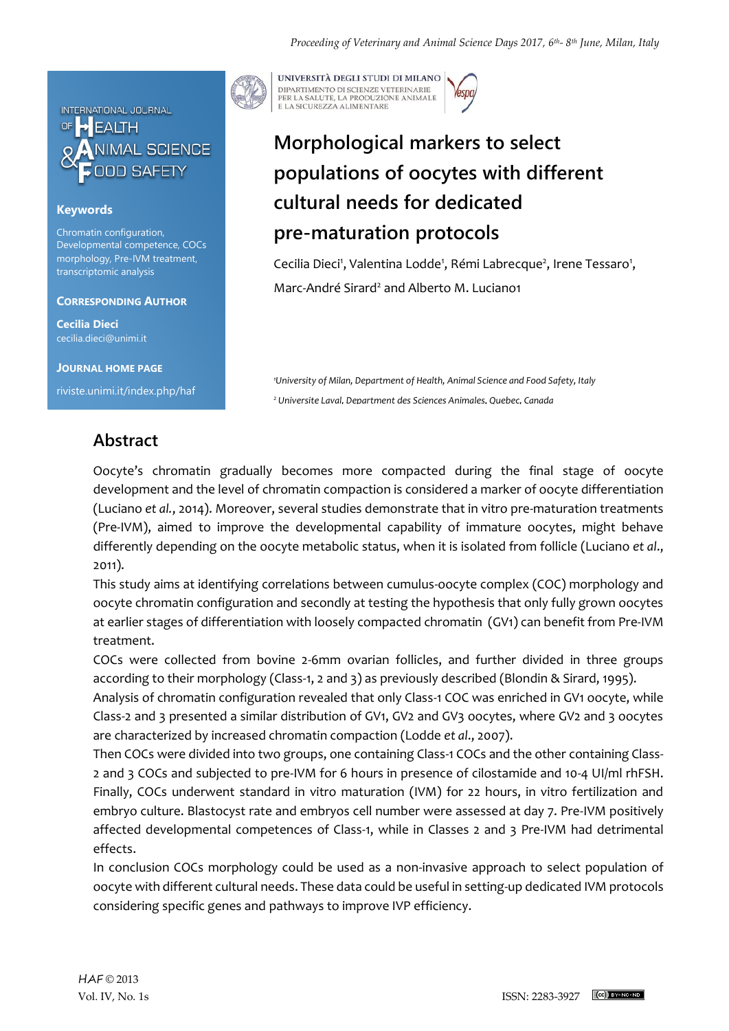INTERNATIONAL JOURNAL OF HEALTH & ANIMAL SCIENCE FOOD SAFETY

UNIVERSITÀ DEGLI STUDI DI MILANO
DIPARTIMENTO DI SCIENZE VETERINARIE PER LA SALUTE, LA PRODUZIONE ANIMALE E LA SICUREZZA ALIMENTARE

**Keywords**

Chromatin configuration, Developmental competence, COCs morphology, Pre-IVM treatment, transcriptomic analysis

**Corresponding Author**

**Cecilia Dieci**
cecilia.dieci@unimi.it

**Journal Home Page**

riviste.unimi.it/index.php/haf

# Morphological markers to select populations of oocytes with different cultural needs for dedicated pre-maturation protocols

Cecilia Dieci[1], Valentina Lodde[1], Rémi Labrecque[2], Irene Tessaro[1], Marc-André Sirard[2] and Alberto M. Luciano1

[1]University of Milan, Department of Health, Animal Science and Food Safety, Italy

[2] Universite Laval, Department des Sciences Animales, Quebec, Canada

## Abstract

Oocyte's chromatin gradually becomes more compacted during the final stage of oocyte development and the level of chromatin compaction is considered a marker of oocyte differentiation (Luciano *et al.*, 2014). Moreover, several studies demonstrate that in vitro pre-maturation treatments (Pre-IVM), aimed to improve the developmental capability of immature oocytes, might behave differently depending on the oocyte metabolic status, when it is isolated from follicle (Luciano *et al.*, 2011).

This study aims at identifying correlations between cumulus-oocyte complex (COC) morphology and oocyte chromatin configuration and secondly at testing the hypothesis that only fully grown oocytes at earlier stages of differentiation with loosely compacted chromatin (GV1) can benefit from Pre-IVM treatment.

COCs were collected from bovine 2-6mm ovarian follicles, and further divided in three groups according to their morphology (Class-1, 2 and 3) as previously described (Blondin & Sirard, 1995).

Analysis of chromatin configuration revealed that only Class-1 COC was enriched in GV1 oocyte, while Class-2 and 3 presented a similar distribution of GV1, GV2 and GV3 oocytes, where GV2 and 3 oocytes are characterized by increased chromatin compaction (Lodde *et al.*, 2007).

Then COCs were divided into two groups, one containing Class-1 COCs and the other containing Class-2 and 3 COCs and subjected to pre-IVM for 6 hours in presence of cilostamide and 10-4 UI/ml rhFSH. Finally, COCs underwent standard in vitro maturation (IVM) for 22 hours, in vitro fertilization and embryo culture. Blastocyst rate and embryos cell number were assessed at day 7. Pre-IVM positively affected developmental competences of Class-1, while in Classes 2 and 3 Pre-IVM had detrimental effects.

In conclusion COCs morphology could be used as a non-invasive approach to select population of oocyte with different cultural needs. These data could be useful in setting-up dedicated IVM protocols considering specific genes and pathways to improve IVP efficiency.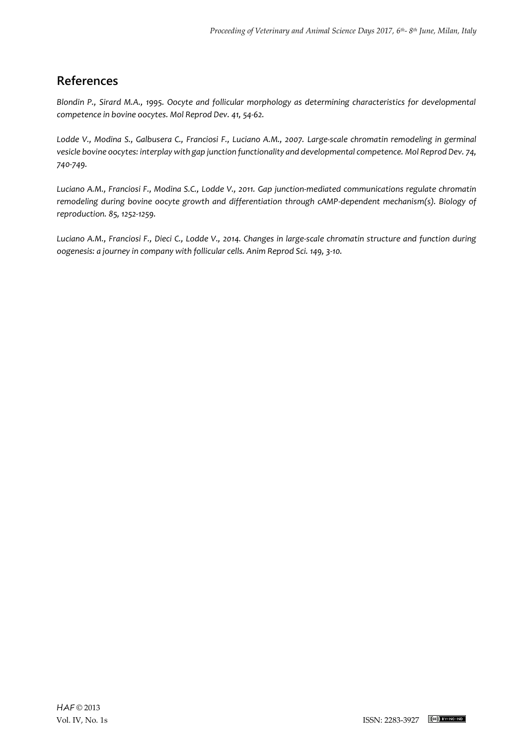## References

*Blondin P., Sirard M.A., 1995. Oocyte and follicular morphology as determining characteristics for developmental competence in bovine oocytes. Mol Reprod Dev. 41, 54-62.*

*Lodde V., Modina S., Galbusera C., Franciosi F., Luciano A.M., 2007. Large-scale chromatin remodeling in germinal vesicle bovine oocytes: interplay with gap junction functionality and developmental competence. Mol Reprod Dev. 74, 740-749.*

*Luciano A.M., Franciosi F., Modina S.C., Lodde V., 2011. Gap junction-mediated communications regulate chromatin remodeling during bovine oocyte growth and differentiation through cAMP-dependent mechanism(s). Biology of reproduction. 85, 1252-1259.*

*Luciano A.M., Franciosi F., Dieci C., Lodde V., 2014. Changes in large-scale chromatin structure and function during oogenesis: a journey in company with follicular cells. Anim Reprod Sci. 149, 3-10.*